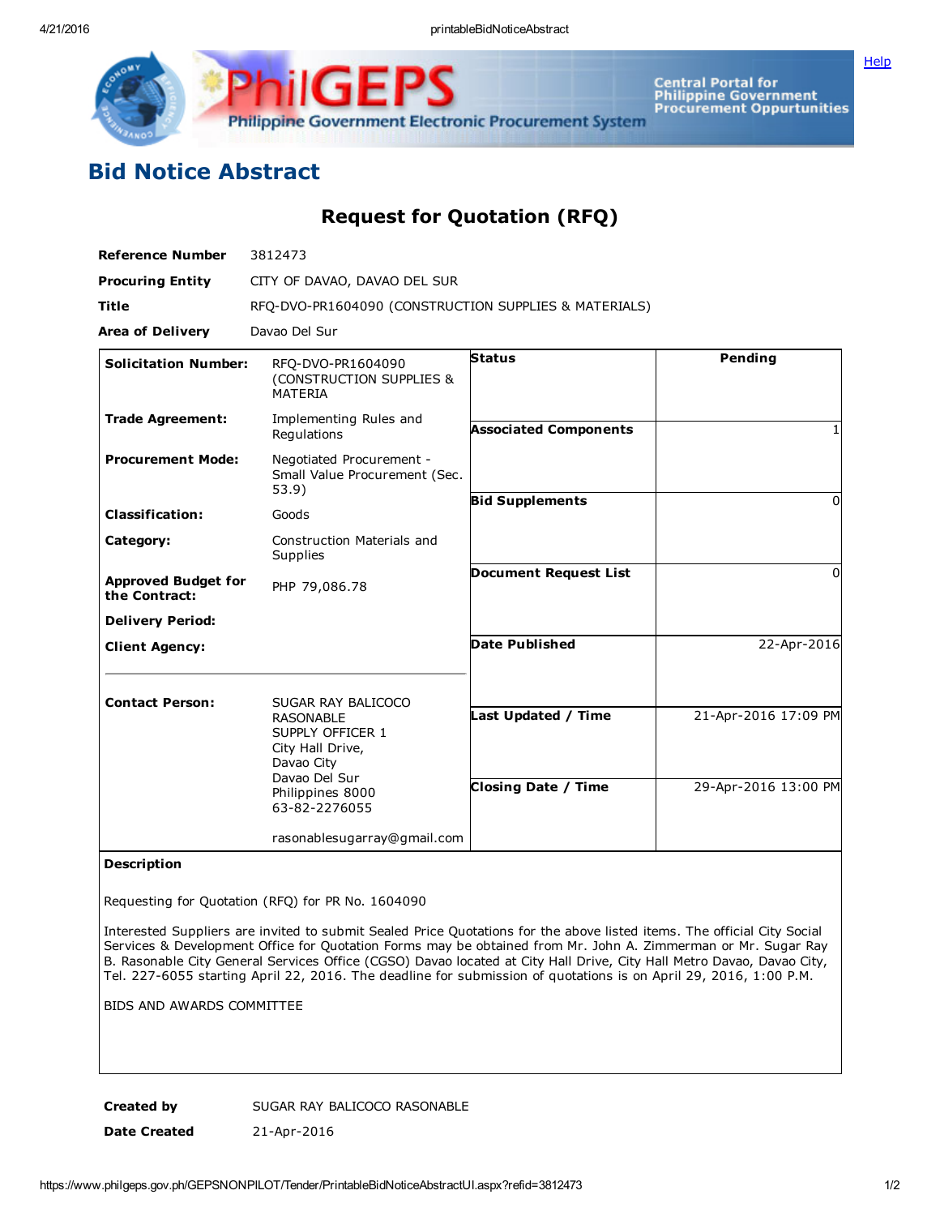# Bid Notice Abstract

## Request for Quotation (RFQ)

| | |
|---|---|
| **Reference Number** | 3812473 |
| **Procuring Entity** | CITY OF DAVAO, DAVAO DEL SUR |
| **Title** | RFQ-DVO-PR1604090 (CONSTRUCTION SUPPLIES & MATERIALS) |
| **Area of Delivery** | Davao Del Sur |

| | | | |
|---|---|---|---|
| **Solicitation Number:** | RFQ-DVO-PR1604090 (CONSTRUCTION SUPPLIES & MATERIA | **Status** | Pending |
| **Trade Agreement:** | Implementing Rules and Regulations | **Associated Components** | 1 |
| **Procurement Mode:** | Negotiated Procurement - Small Value Procurement (Sec. 53.9) | **Bid Supplements** | 0 |
| **Classification:** | Goods | | |
| **Category:** | Construction Materials and Supplies | **Document Request List** | 0 |
| **Approved Budget for the Contract:** | PHP 79,086.78 | | |
| **Delivery Period:** | | **Date Published** | 22-Apr-2016 |
| **Client Agency:** | | | |
| **Contact Person:** | SUGAR RAY BALICOCO RASONABLE<br>SUPPLY OFFICER 1<br>City Hall Drive,<br>Davao City<br>Davao Del Sur<br>Philippines 8000<br>63-82-2276055<br><br>rasonablesugarray@gmail.com | **Last Updated / Time** | 21-Apr-2016 17:09 PM |
| | | **Closing Date / Time** | 29-Apr-2016 13:00 PM |

**Description**

Requesting for Quotation (RFQ) for PR No. 1604090

Interested Suppliers are invited to submit Sealed Price Quotations for the above listed items. The official City Social Services & Development Office for Quotation Forms may be obtained from Mr. John A. Zimmerman or Mr. Sugar Ray B. Rasonable City General Services Office (CGSO) Davao located at City Hall Drive, City Hall Metro Davao, Davao City, Tel. 227-6055 starting April 22, 2016. The deadline for submission of quotations is on April 29, 2016, 1:00 P.M.

BIDS AND AWARDS COMMITTEE

| | |
|---|---|
| **Created by** | SUGAR RAY BALICOCO RASONABLE |
| **Date Created** | 21-Apr-2016 |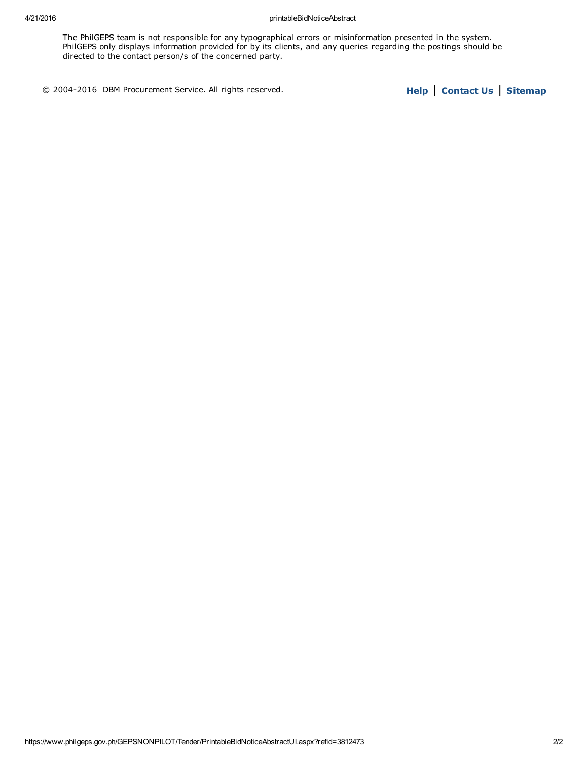The PhilGEPS team is not responsible for any typographical errors or misinformation presented in the system. PhilGEPS only displays information provided for by its clients, and any queries regarding the postings should be directed to the contact person/s of the concerned party.

© 2004-2016 DBM Procurement Service. All rights reserved.

**Help** | **Contact Us** | **Sitemap**